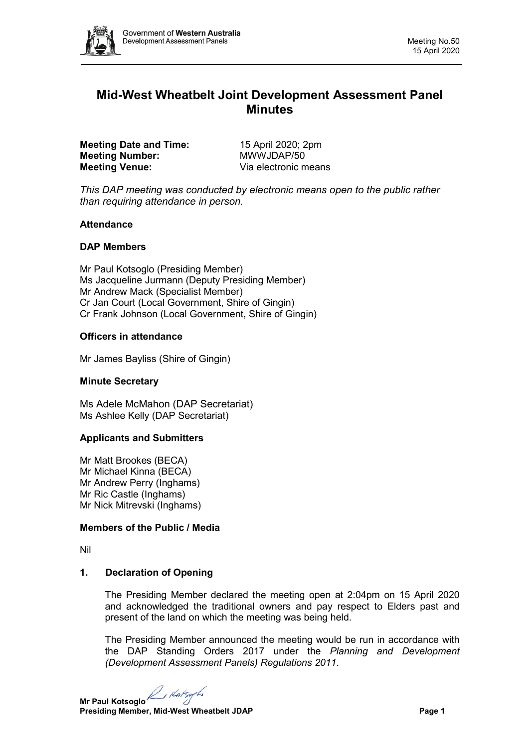# Mid-West Wheatbelt Joint Development Assessment Panel Minutes

**Meeting Date and Time:** 15 April 2020; 2pm
**Meeting Number:** MWWJDAP/50
**Meeting Venue:** Via electronic means

*This DAP meeting was conducted by electronic means open to the public rather than requiring attendance in person.*

**Attendance**

**DAP Members**

Mr Paul Kotsoglo (Presiding Member)
Ms Jacqueline Jurmann (Deputy Presiding Member)
Mr Andrew Mack (Specialist Member)
Cr Jan Court (Local Government, Shire of Gingin)
Cr Frank Johnson (Local Government, Shire of Gingin)

**Officers in attendance**

Mr James Bayliss (Shire of Gingin)

**Minute Secretary**

Ms Adele McMahon (DAP Secretariat)
Ms Ashlee Kelly (DAP Secretariat)

**Applicants and Submitters**

Mr Matt Brookes (BECA)
Mr Michael Kinna (BECA)
Mr Andrew Perry (Inghams)
Mr Ric Castle (Inghams)
Mr Nick Mitrevski (Inghams)

**Members of the Public / Media**

Nil

## 1. Declaration of Opening

The Presiding Member declared the meeting open at 2:04pm on 15 April 2020 and acknowledged the traditional owners and pay respect to Elders past and present of the land on which the meeting was being held.

The Presiding Member announced the meeting would be run in accordance with the DAP Standing Orders 2017 under the *Planning and Development (Development Assessment Panels) Regulations 2011*.

**Mr Paul Kotsoglo**
**Presiding Member, Mid-West Wheatbelt JDAP**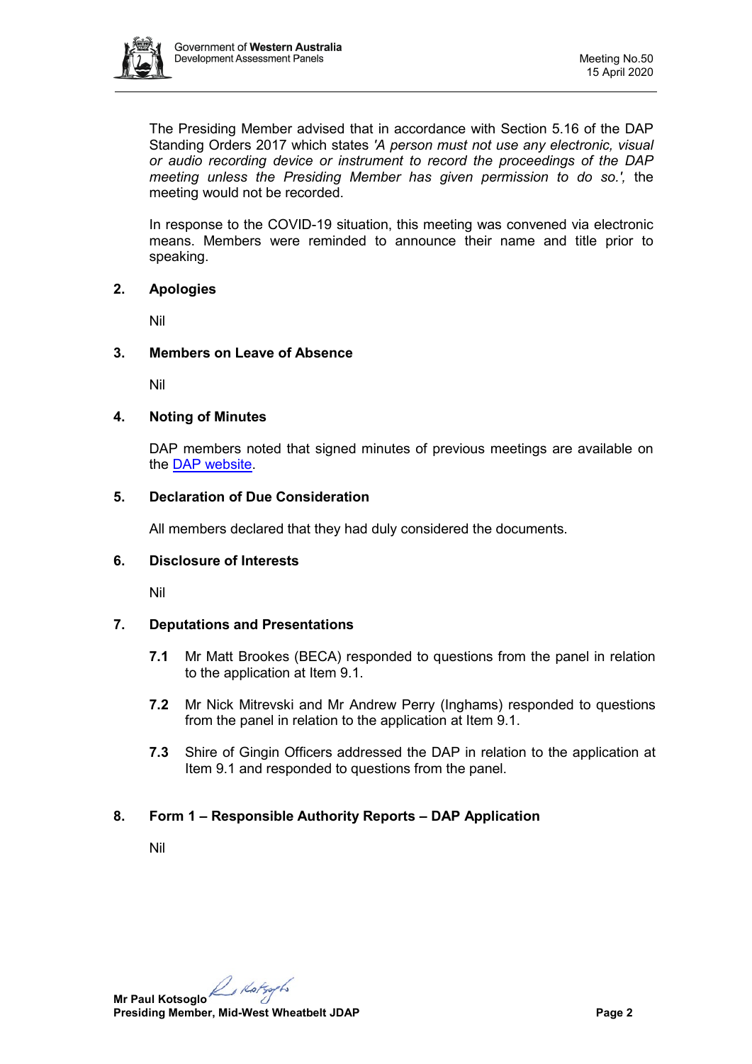The Presiding Member advised that in accordance with Section 5.16 of the DAP Standing Orders 2017 which states *'A person must not use any electronic, visual or audio recording device or instrument to record the proceedings of the DAP meeting unless the Presiding Member has given permission to do so.',* the meeting would not be recorded.

In response to the COVID-19 situation, this meeting was convened via electronic means. Members were reminded to announce their name and title prior to speaking.

## 2. Apologies

Nil

## 3. Members on Leave of Absence

Nil

## 4. Noting of Minutes

DAP members noted that signed minutes of previous meetings are available on the DAP website.

## 5. Declaration of Due Consideration

All members declared that they had duly considered the documents.

## 6. Disclosure of Interests

Nil

## 7. Deputations and Presentations

**7.1** Mr Matt Brookes (BECA) responded to questions from the panel in relation to the application at Item 9.1.

**7.2** Mr Nick Mitrevski and Mr Andrew Perry (Inghams) responded to questions from the panel in relation to the application at Item 9.1.

**7.3** Shire of Gingin Officers addressed the DAP in relation to the application at Item 9.1 and responded to questions from the panel.

## 8. Form 1 – Responsible Authority Reports – DAP Application

Nil

**Mr Paul Kotsoglo**
**Presiding Member, Mid-West Wheatbelt JDAP**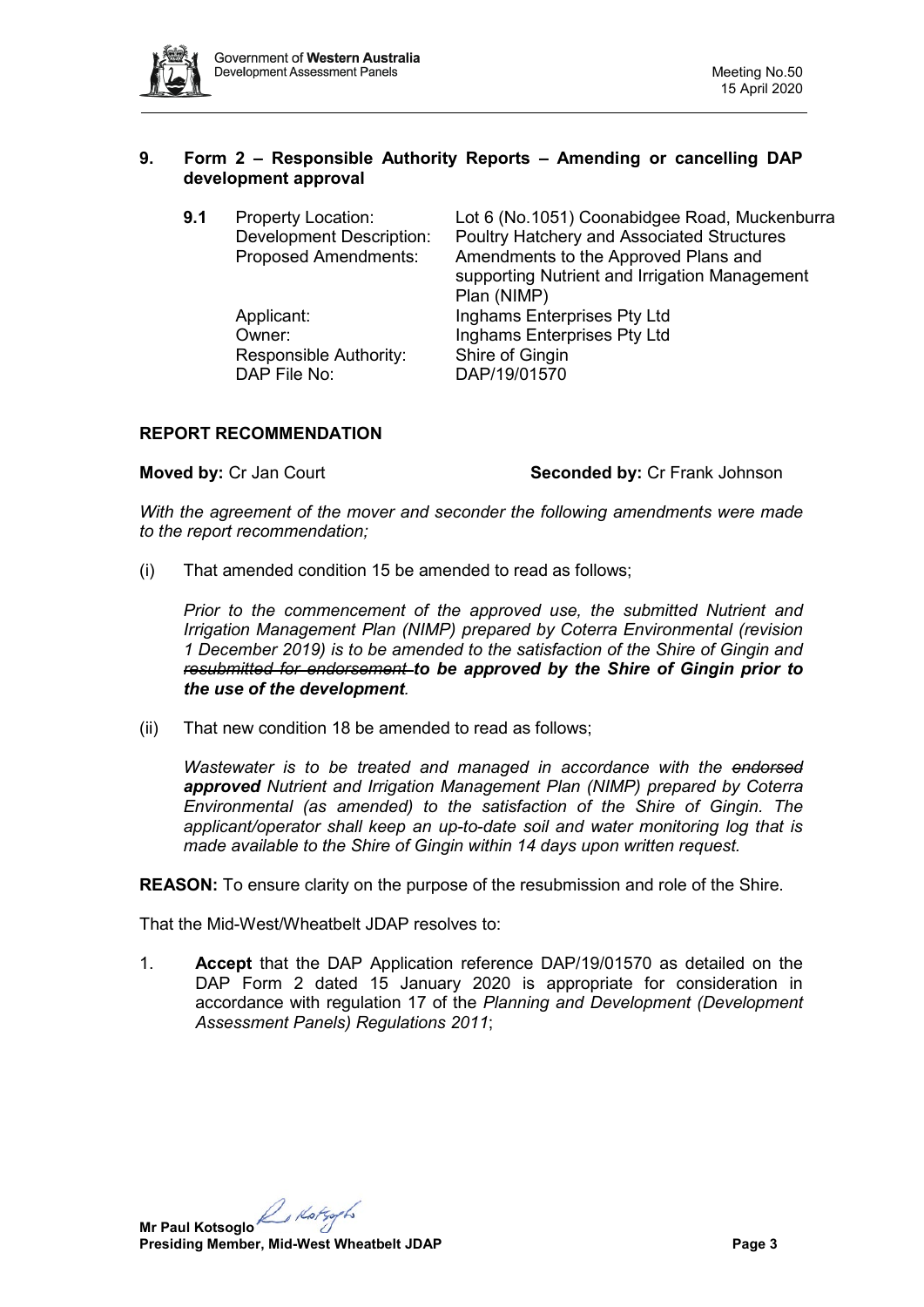## 9. Form 2 – Responsible Authority Reports – Amending or cancelling DAP development approval

**9.1** Property Location: Lot 6 (No.1051) Coonabidgee Road, Muckenburra
Development Description: Poultry Hatchery and Associated Structures
Proposed Amendments: Amendments to the Approved Plans and supporting Nutrient and Irrigation Management Plan (NIMP)
Applicant: Inghams Enterprises Pty Ltd
Owner: Inghams Enterprises Pty Ltd
Responsible Authority: Shire of Gingin
DAP File No: DAP/19/01570

### REPORT RECOMMENDATION

**Moved by:** Cr Jan Court **Seconded by:** Cr Frank Johnson

*With the agreement of the mover and seconder the following amendments were made to the report recommendation;*

(i) That amended condition 15 be amended to read as follows;

*Prior to the commencement of the approved use, the submitted Nutrient and Irrigation Management Plan (NIMP) prepared by Coterra Environmental (revision 1 December 2019) is to be amended to the satisfaction of the Shire of Gingin and ~~resubmitted for endorsement~~* ***to be approved by the Shire of Gingin prior to the use of the development****.*

(ii) That new condition 18 be amended to read as follows;

*Wastewater is to be treated and managed in accordance with the ~~endorsed~~* ***approved*** *Nutrient and Irrigation Management Plan (NIMP) prepared by Coterra Environmental (as amended) to the satisfaction of the Shire of Gingin. The applicant/operator shall keep an up-to-date soil and water monitoring log that is made available to the Shire of Gingin within 14 days upon written request.*

**REASON:** To ensure clarity on the purpose of the resubmission and role of the Shire.

That the Mid-West/Wheatbelt JDAP resolves to:

1. **Accept** that the DAP Application reference DAP/19/01570 as detailed on the DAP Form 2 dated 15 January 2020 is appropriate for consideration in accordance with regulation 17 of the *Planning and Development (Development Assessment Panels) Regulations 2011*;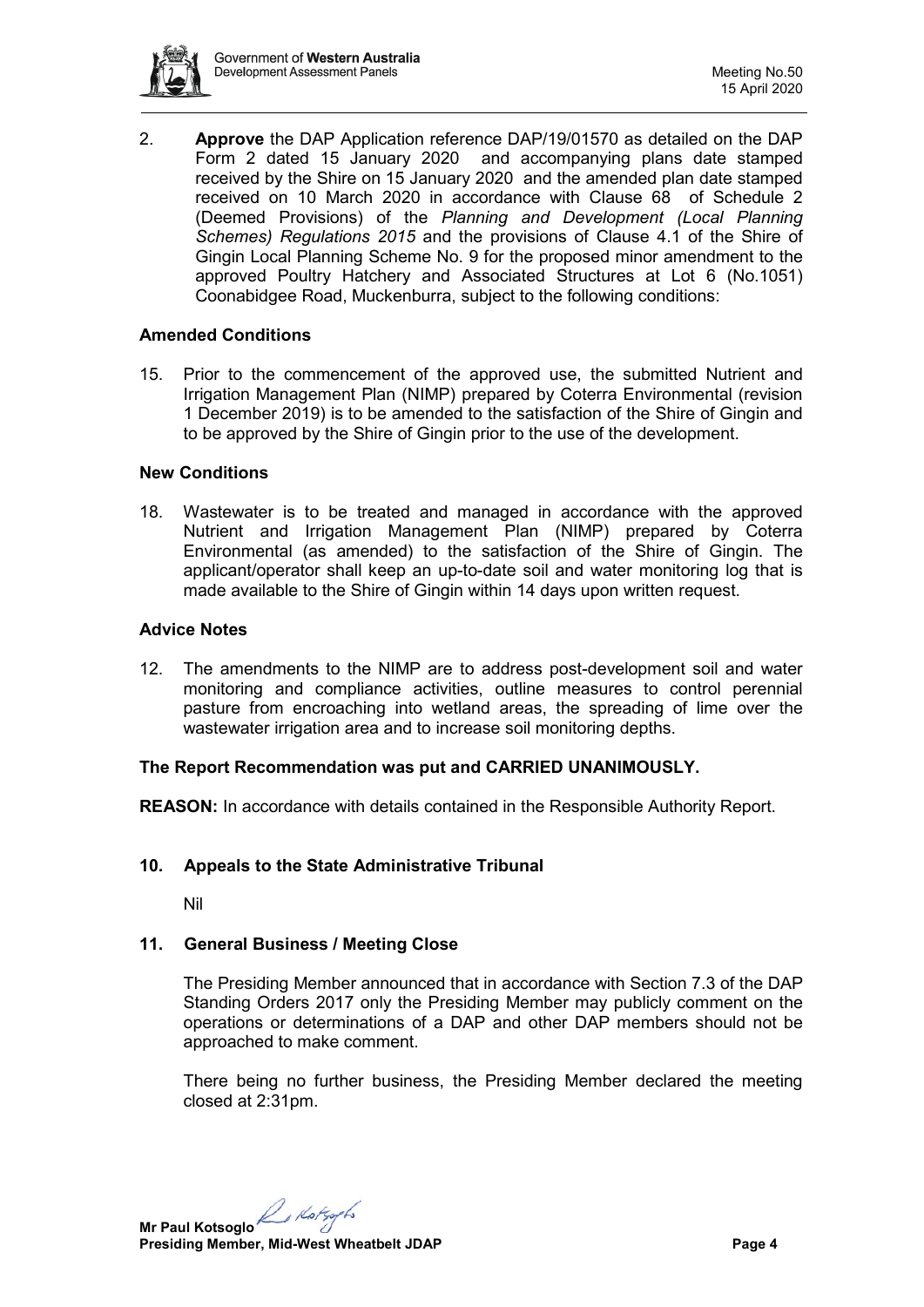2. **Approve** the DAP Application reference DAP/19/01570 as detailed on the DAP Form 2 dated 15 January 2020 and accompanying plans date stamped received by the Shire on 15 January 2020 and the amended plan date stamped received on 10 March 2020 in accordance with Clause 68 of Schedule 2 (Deemed Provisions) of the *Planning and Development (Local Planning Schemes) Regulations 2015* and the provisions of Clause 4.1 of the Shire of Gingin Local Planning Scheme No. 9 for the proposed minor amendment to the approved Poultry Hatchery and Associated Structures at Lot 6 (No.1051) Coonabidgee Road, Muckenburra, subject to the following conditions:

**Amended Conditions**

15. Prior to the commencement of the approved use, the submitted Nutrient and Irrigation Management Plan (NIMP) prepared by Coterra Environmental (revision 1 December 2019) is to be amended to the satisfaction of the Shire of Gingin and to be approved by the Shire of Gingin prior to the use of the development.

**New Conditions**

18. Wastewater is to be treated and managed in accordance with the approved Nutrient and Irrigation Management Plan (NIMP) prepared by Coterra Environmental (as amended) to the satisfaction of the Shire of Gingin. The applicant/operator shall keep an up-to-date soil and water monitoring log that is made available to the Shire of Gingin within 14 days upon written request.

**Advice Notes**

12. The amendments to the NIMP are to address post-development soil and water monitoring and compliance activities, outline measures to control perennial pasture from encroaching into wetland areas, the spreading of lime over the wastewater irrigation area and to increase soil monitoring depths.

**The Report Recommendation was put and CARRIED UNANIMOUSLY.**

**REASON:** In accordance with details contained in the Responsible Authority Report.

## 10. Appeals to the State Administrative Tribunal

Nil

## 11. General Business / Meeting Close

The Presiding Member announced that in accordance with Section 7.3 of the DAP Standing Orders 2017 only the Presiding Member may publicly comment on the operations or determinations of a DAP and other DAP members should not be approached to make comment.

There being no further business, the Presiding Member declared the meeting closed at 2:31pm.

**Mr Paul Kotsoglo**
**Presiding Member, Mid-West Wheatbelt JDAP**